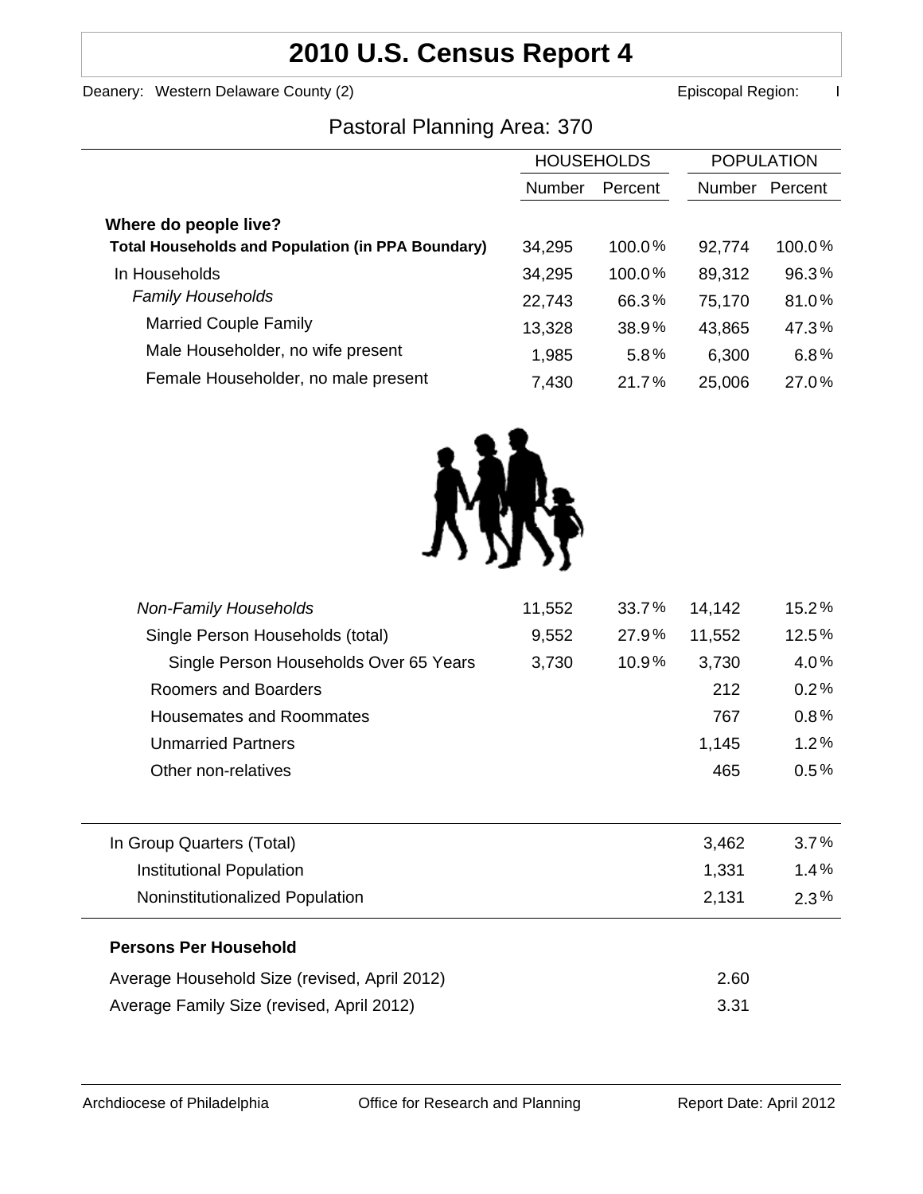# 2010 U.S. Census Report 4

Deanery: Western Delaware County (2) Episcopal Region: I

## Pastoral Planning Area: 370

| | HOUSEHOLDS | | POPULATION | |
|---|---|---|---|---|
| | Number | Percent | Number | Percent |
| **Where do people live?** | | | | |
| **Total Households and Population (in PPA Boundary)** | 34,295 | 100.0% | 92,774 | 100.0% |
| In Households | 34,295 | 100.0% | 89,312 | 96.3% |
| *Family Households* | 22,743 | 66.3% | 75,170 | 81.0% |
| Married Couple Family | 13,328 | 38.9% | 43,865 | 47.3% |
| Male Householder, no wife present | 1,985 | 5.8% | 6,300 | 6.8% |
| Female Householder, no male present | 7,430 | 21.7% | 25,006 | 27.0% |
| *Non-Family Households* | 11,552 | 33.7% | 14,142 | 15.2% |
| Single Person Households (total) | 9,552 | 27.9% | 11,552 | 12.5% |
| Single Person Households Over 65 Years | 3,730 | 10.9% | 3,730 | 4.0% |
| Roomers and Boarders | | | 212 | 0.2% |
| Housemates and Roommates | | | 767 | 0.8% |
| Unmarried Partners | | | 1,145 | 1.2% |
| Other non-relatives | | | 465 | 0.5% |

| | Number | Percent |
|---|---|---|
| In Group Quarters (Total) | 3,462 | 3.7% |
| Institutional Population | 1,331 | 1.4% |
| Noninstitutionalized Population | 2,131 | 2.3% |

**Persons Per Household**

| | |
|---|---|
| Average Household Size (revised, April 2012) | 2.60 |
| Average Family Size (revised, April 2012) | 3.31 |

Archdiocese of Philadelphia Office for Research and Planning Report Date: April 2012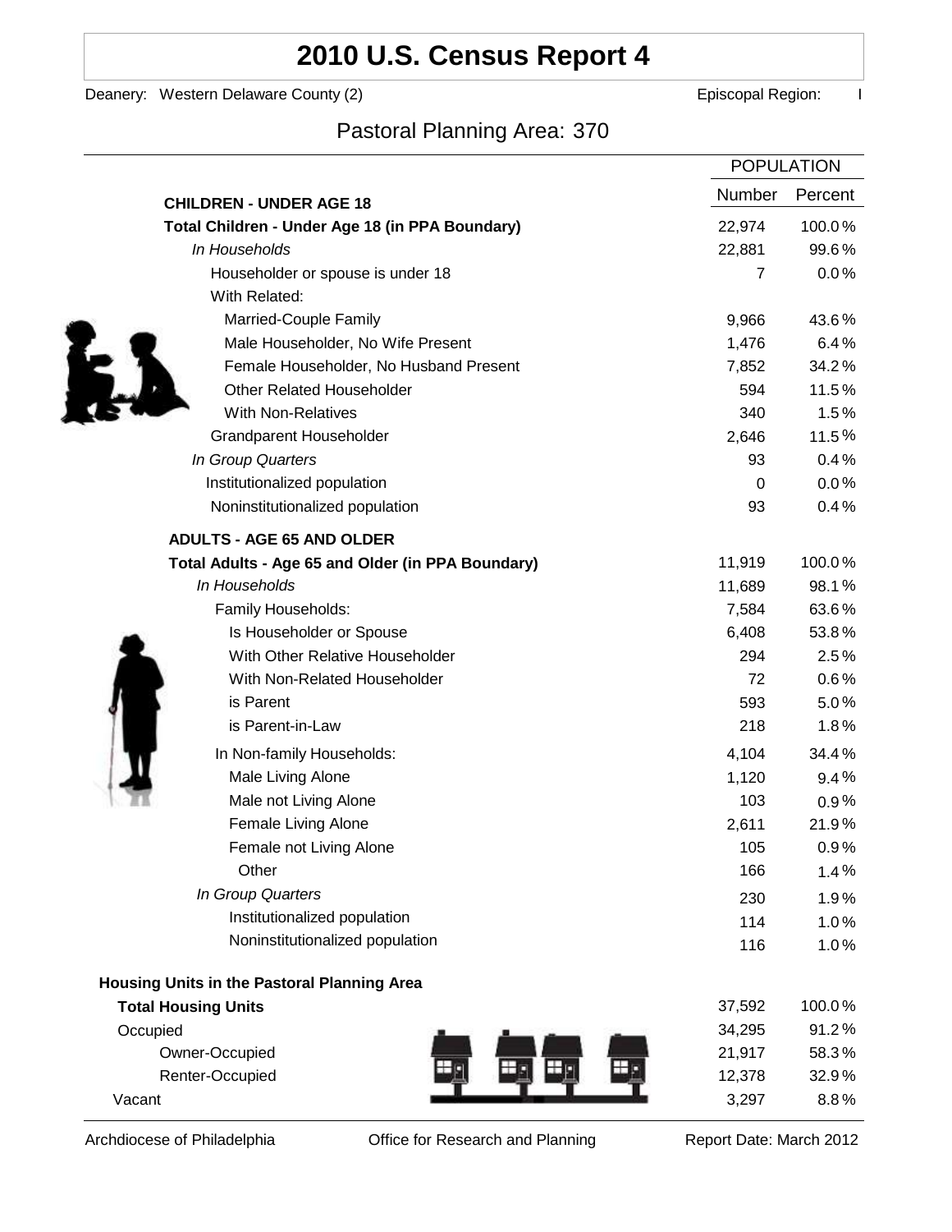# 2010 U.S. Census Report 4

Deanery: Western Delaware County (2) Episcopal Region: I

## Pastoral Planning Area: 370

| | POPULATION | |
|---|---|---|
| **CHILDREN - UNDER AGE 18** | Number | Percent |
| **Total Children - Under Age 18 (in PPA Boundary)** | 22,974 | 100.0% |
| *In Households* | 22,881 | 99.6% |
| Householder or spouse is under 18 | 7 | 0.0% |
| With Related: | | |
| Married-Couple Family | 9,966 | 43.6% |
| Male Householder, No Wife Present | 1,476 | 6.4% |
| Female Householder, No Husband Present | 7,852 | 34.2% |
| Other Related Householder | 594 | 11.5% |
| With Non-Relatives | 340 | 1.5% |
| Grandparent Householder | 2,646 | 11.5% |
| *In Group Quarters* | 93 | 0.4% |
| Institutionalized population | 0 | 0.0% |
| Noninstitutionalized population | 93 | 0.4% |
| **ADULTS - AGE 65 AND OLDER** | | |
| **Total Adults - Age 65 and Older (in PPA Boundary)** | 11,919 | 100.0% |
| *In Households* | 11,689 | 98.1% |
| Family Households: | 7,584 | 63.6% |
| Is Householder or Spouse | 6,408 | 53.8% |
| With Other Relative Householder | 294 | 2.5% |
| With Non-Related Householder | 72 | 0.6% |
| is Parent | 593 | 5.0% |
| is Parent-in-Law | 218 | 1.8% |
| In Non-family Households: | 4,104 | 34.4% |
| Male Living Alone | 1,120 | 9.4% |
| Male not Living Alone | 103 | 0.9% |
| Female Living Alone | 2,611 | 21.9% |
| Female not Living Alone | 105 | 0.9% |
| Other | 166 | 1.4% |
| *In Group Quarters* | 230 | 1.9% |
| Institutionalized population | 114 | 1.0% |
| Noninstitutionalized population | 116 | 1.0% |
| **Housing Units in the Pastoral Planning Area** | | |
| **Total Housing Units** | 37,592 | 100.0% |
| Occupied | 34,295 | 91.2% |
| Owner-Occupied | 21,917 | 58.3% |
| Renter-Occupied | 12,378 | 32.9% |
| Vacant | 3,297 | 8.8% |

Archdiocese of Philadelphia Office for Research and Planning Report Date: March 2012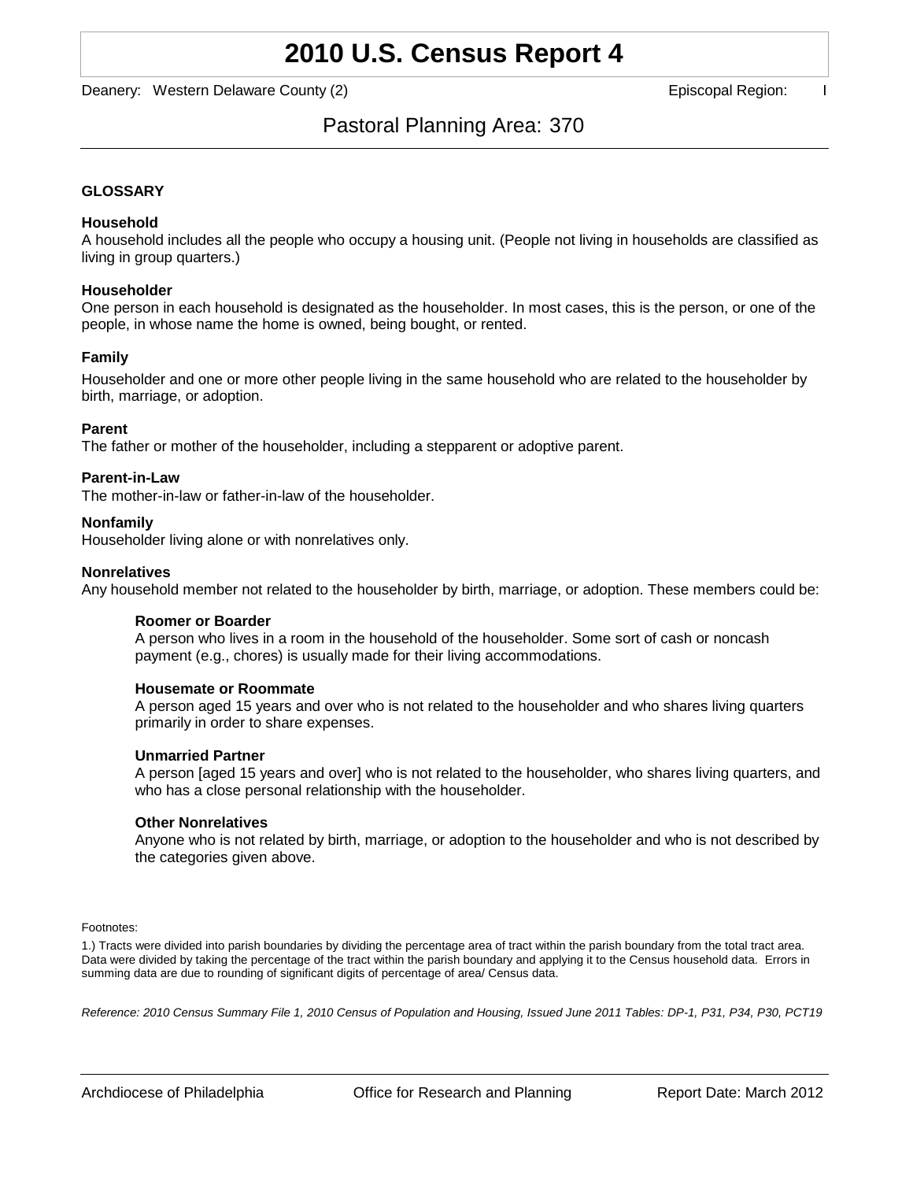# 2010 U.S. Census Report 4

Deanery: Western Delaware County (2) Episcopal Region: I

## Pastoral Planning Area: 370

**GLOSSARY**

**Household**
A household includes all the people who occupy a housing unit. (People not living in households are classified as living in group quarters.)

**Householder**
One person in each household is designated as the householder. In most cases, this is the person, or one of the people, in whose name the home is owned, being bought, or rented.

**Family**
Householder and one or more other people living in the same household who are related to the householder by birth, marriage, or adoption.

**Parent**
The father or mother of the householder, including a stepparent or adoptive parent.

**Parent-in-Law**
The mother-in-law or father-in-law of the householder.

**Nonfamily**
Householder living alone or with nonrelatives only.

**Nonrelatives**
Any household member not related to the householder by birth, marriage, or adoption. These members could be:

> **Roomer or Boarder**
> A person who lives in a room in the household of the householder. Some sort of cash or noncash payment (e.g., chores) is usually made for their living accommodations.
>
> **Housemate or Roommate**
> A person aged 15 years and over who is not related to the householder and who shares living quarters primarily in order to share expenses.
>
> **Unmarried Partner**
> A person [aged 15 years and over] who is not related to the householder, who shares living quarters, and who has a close personal relationship with the householder.
>
> **Other Nonrelatives**
> Anyone who is not related by birth, marriage, or adoption to the householder and who is not described by the categories given above.

Footnotes:

1.) Tracts were divided into parish boundaries by dividing the percentage area of tract within the parish boundary from the total tract area. Data were divided by taking the percentage of the tract within the parish boundary and applying it to the Census household data. Errors in summing data are due to rounding of significant digits of percentage of area/ Census data.

*Reference: 2010 Census Summary File 1, 2010 Census of Population and Housing, Issued June 2011 Tables: DP-1, P31, P34, P30, PCT19*

Archdiocese of Philadelphia Office for Research and Planning Report Date: March 2012